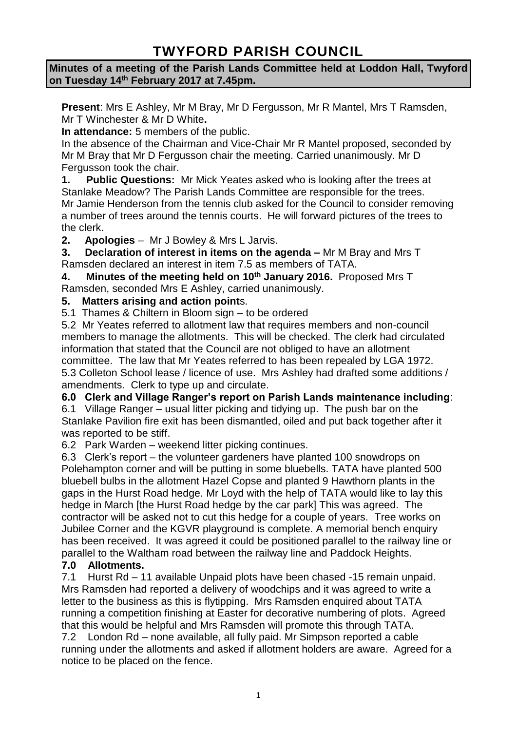# TWYFORD PARISH COUNCIL

**Minutes of a meeting of the Parish Lands Committee held at Loddon Hall, Twyford on Tuesday 14th February 2017 at 7.45pm.**

**Present**: Mrs E Ashley, Mr M Bray, Mr D Fergusson, Mr R Mantel, Mrs T Ramsden, Mr T Winchester & Mr D White**.**

**In attendance:** 5 members of the public.

In the absence of the Chairman and Vice-Chair Mr R Mantel proposed, seconded by Mr M Bray that Mr D Fergusson chair the meeting. Carried unanimously. Mr D Fergusson took the chair.

**1. Public Questions:** Mr Mick Yeates asked who is looking after the trees at Stanlake Meadow? The Parish Lands Committee are responsible for the trees. Mr Jamie Henderson from the tennis club asked for the Council to consider removing a number of trees around the tennis courts. He will forward pictures of the trees to the clerk.

**2. Apologies** – Mr J Bowley & Mrs L Jarvis.

**3. Declaration of interest in items on the agenda –** Mr M Bray and Mrs T Ramsden declared an interest in item 7.5 as members of TATA.

**4. Minutes of the meeting held on 10th January 2016.** Proposed Mrs T Ramsden, seconded Mrs E Ashley, carried unanimously.

**5. Matters arising and action point**s.

5.1 Thames & Chiltern in Bloom sign – to be ordered

5.2 Mr Yeates referred to allotment law that requires members and non-council members to manage the allotments. This will be checked. The clerk had circulated information that stated that the Council are not obliged to have an allotment committee. The law that Mr Yeates referred to has been repealed by LGA 1972.

5.3 Colleton School lease / licence of use. Mrs Ashley had drafted some additions / amendments. Clerk to type up and circulate.

**6.0 Clerk and Village Ranger's report on Parish Lands maintenance including**:

6.1 Village Ranger – usual litter picking and tidying up. The push bar on the Stanlake Pavilion fire exit has been dismantled, oiled and put back together after it was reported to be stiff.

6.2 Park Warden – weekend litter picking continues.

6.3 Clerk's report – the volunteer gardeners have planted 100 snowdrops on Polehampton corner and will be putting in some bluebells. TATA have planted 500 bluebell bulbs in the allotment Hazel Copse and planted 9 Hawthorn plants in the gaps in the Hurst Road hedge. Mr Loyd with the help of TATA would like to lay this hedge in March [the Hurst Road hedge by the car park] This was agreed. The contractor will be asked not to cut this hedge for a couple of years. Tree works on Jubilee Corner and the KGVR playground is complete. A memorial bench enquiry has been received. It was agreed it could be positioned parallel to the railway line or parallel to the Waltham road between the railway line and Paddock Heights.

**7.0 Allotments.**

7.1 Hurst Rd – 11 available Unpaid plots have been chased -15 remain unpaid. Mrs Ramsden had reported a delivery of woodchips and it was agreed to write a letter to the business as this is flytipping. Mrs Ramsden enquired about TATA running a competition finishing at Easter for decorative numbering of plots. Agreed that this would be helpful and Mrs Ramsden will promote this through TATA.

7.2 London Rd – none available, all fully paid. Mr Simpson reported a cable running under the allotments and asked if allotment holders are aware. Agreed for a notice to be placed on the fence.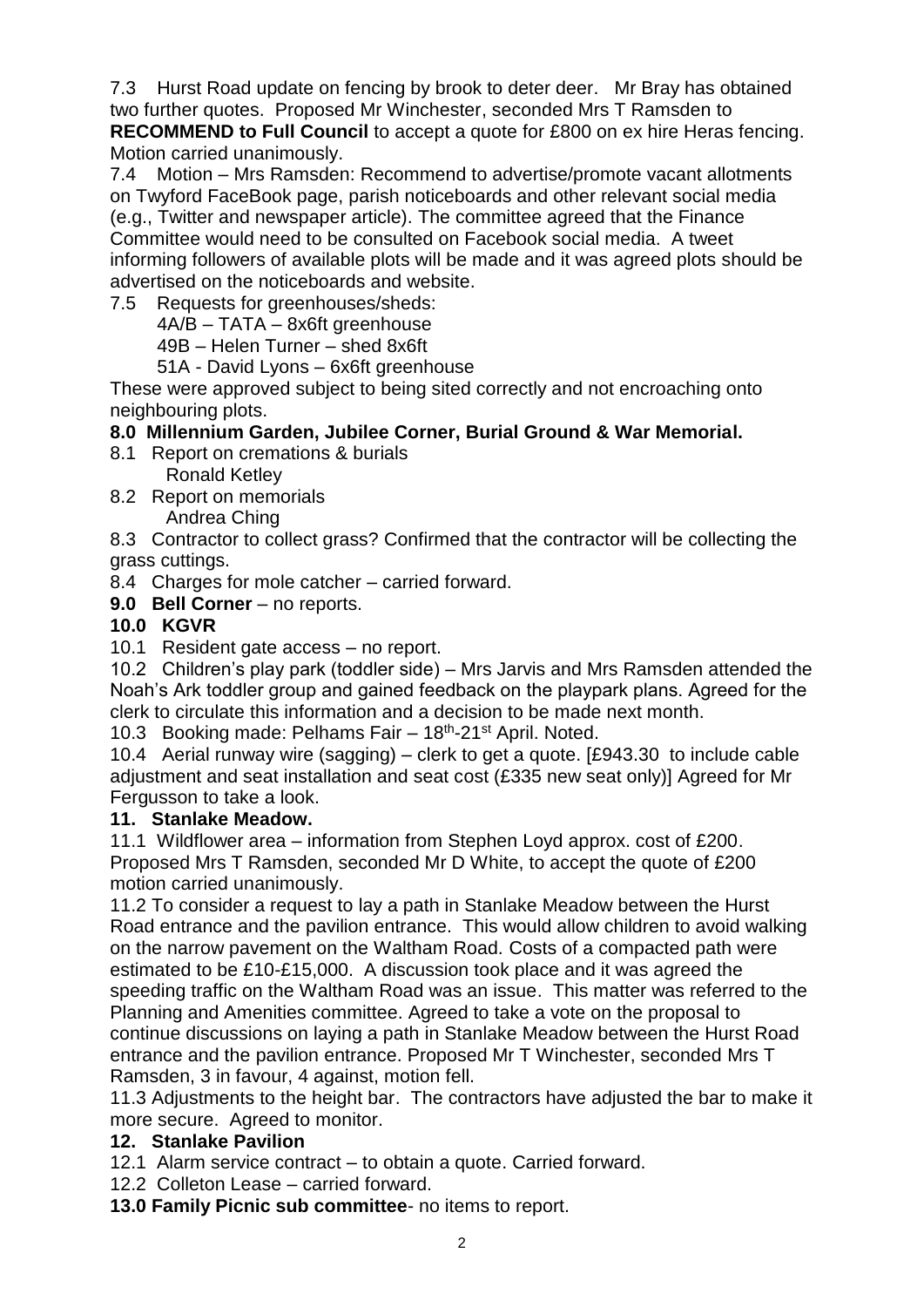7.3 Hurst Road update on fencing by brook to deter deer. Mr Bray has obtained two further quotes. Proposed Mr Winchester, seconded Mrs T Ramsden to **RECOMMEND to Full Council** to accept a quote for £800 on ex hire Heras fencing. Motion carried unanimously.

7.4 Motion – Mrs Ramsden: Recommend to advertise/promote vacant allotments on Twyford FaceBook page, parish noticeboards and other relevant social media (e.g., Twitter and newspaper article). The committee agreed that the Finance Committee would need to be consulted on Facebook social media. A tweet informing followers of available plots will be made and it was agreed plots should be advertised on the noticeboards and website.

7.5 Requests for greenhouses/sheds:

4A/B – TATA – 8x6ft greenhouse

49B – Helen Turner – shed 8x6ft

51A - David Lyons – 6x6ft greenhouse

These were approved subject to being sited correctly and not encroaching onto neighbouring plots.

**8.0 Millennium Garden, Jubilee Corner, Burial Ground & War Memorial.**

8.1 Report on cremations & burials

Ronald Ketley

8.2 Report on memorials

Andrea Ching

8.3 Contractor to collect grass? Confirmed that the contractor will be collecting the grass cuttings.

8.4 Charges for mole catcher – carried forward.

**9.0 Bell Corner** – no reports.

**10.0 KGVR**

10.1 Resident gate access – no report.

10.2 Children's play park (toddler side) – Mrs Jarvis and Mrs Ramsden attended the Noah's Ark toddler group and gained feedback on the playpark plans. Agreed for the clerk to circulate this information and a decision to be made next month.

10.3 Booking made: Pelhams Fair – 18th-21st April. Noted.

10.4 Aerial runway wire (sagging) – clerk to get a quote. [£943.30 to include cable adjustment and seat installation and seat cost (£335 new seat only)] Agreed for Mr Fergusson to take a look.

**11. Stanlake Meadow.**

11.1 Wildflower area – information from Stephen Loyd approx. cost of £200. Proposed Mrs T Ramsden, seconded Mr D White, to accept the quote of £200 motion carried unanimously.

11.2 To consider a request to lay a path in Stanlake Meadow between the Hurst Road entrance and the pavilion entrance. This would allow children to avoid walking on the narrow pavement on the Waltham Road. Costs of a compacted path were estimated to be £10-£15,000. A discussion took place and it was agreed the speeding traffic on the Waltham Road was an issue. This matter was referred to the Planning and Amenities committee. Agreed to take a vote on the proposal to continue discussions on laying a path in Stanlake Meadow between the Hurst Road entrance and the pavilion entrance. Proposed Mr T Winchester, seconded Mrs T Ramsden, 3 in favour, 4 against, motion fell.

11.3 Adjustments to the height bar. The contractors have adjusted the bar to make it more secure. Agreed to monitor.

**12. Stanlake Pavilion**

12.1 Alarm service contract – to obtain a quote. Carried forward.

12.2 Colleton Lease – carried forward.

**13.0 Family Picnic sub committee**- no items to report.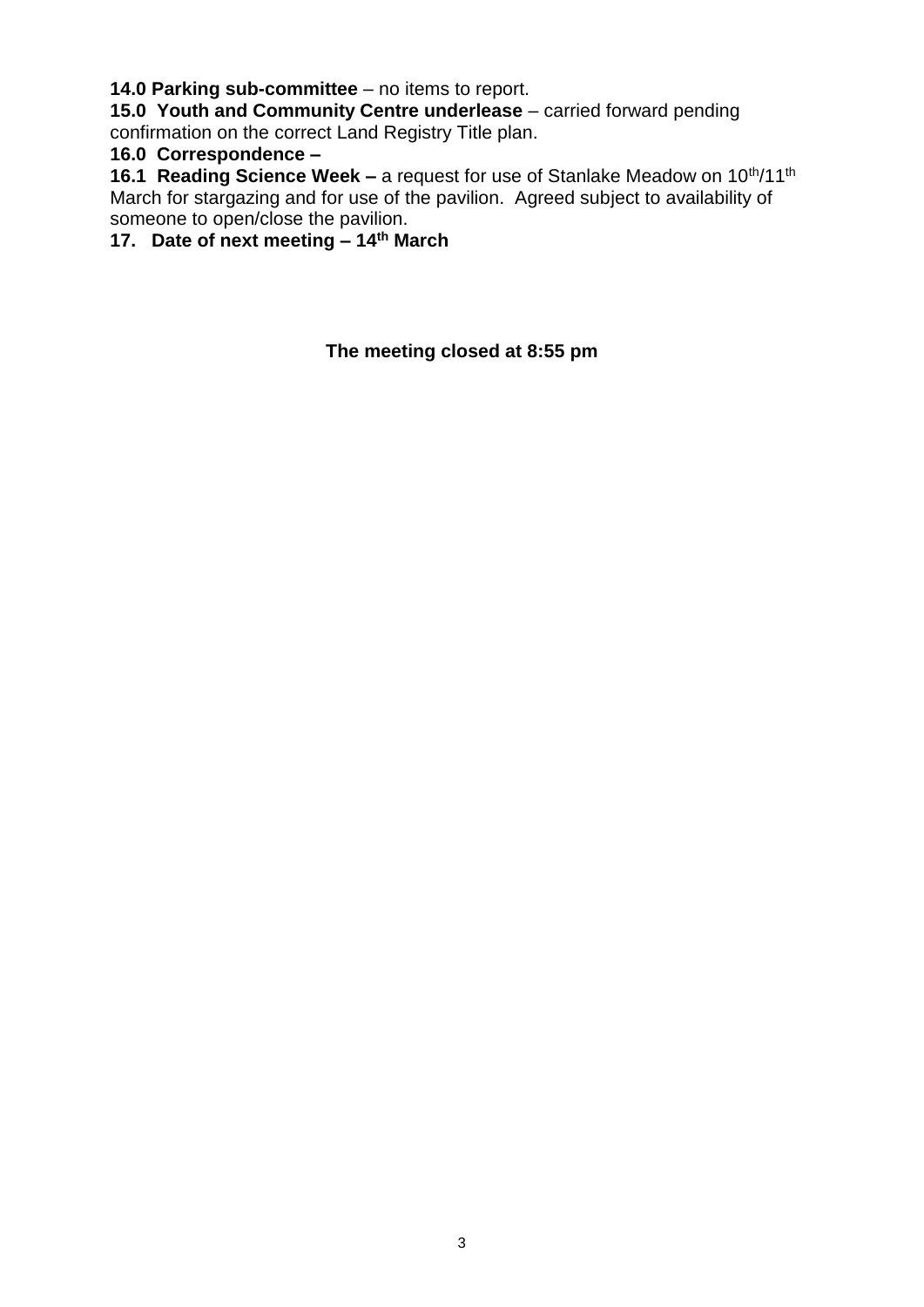**14.0 Parking sub-committee** – no items to report.

**15.0 Youth and Community Centre underlease** – carried forward pending confirmation on the correct Land Registry Title plan.

**16.0 Correspondence –**

**16.1 Reading Science Week –** a request for use of Stanlake Meadow on 10th/11th March for stargazing and for use of the pavilion. Agreed subject to availability of someone to open/close the pavilion.

**17. Date of next meeting – 14th March**

**The meeting closed at 8:55 pm**